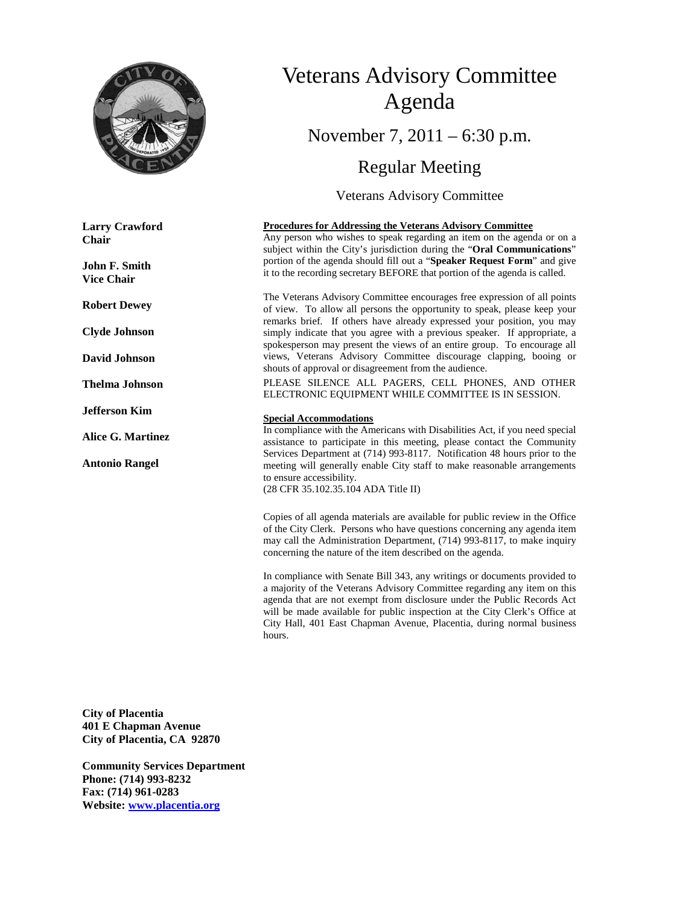# Veterans Advisory Committee Agenda

## November 7, 2011 – 6:30 p.m.

## Regular Meeting

### Veterans Advisory Committee

**Larry Crawford**
**Chair**

**John F. Smith**
**Vice Chair**

**Robert Dewey**

**Clyde Johnson**

**David Johnson**

**Thelma Johnson**

**Jefferson Kim**

**Alice G. Martinez**

**Antonio Rangel**

**Procedures for Addressing the Veterans Advisory Committee**

Any person who wishes to speak regarding an item on the agenda or on a subject within the City's jurisdiction during the "**Oral Communications**" portion of the agenda should fill out a "**Speaker Request Form**" and give it to the recording secretary BEFORE that portion of the agenda is called.

The Veterans Advisory Committee encourages free expression of all points of view. To allow all persons the opportunity to speak, please keep your remarks brief. If others have already expressed your position, you may simply indicate that you agree with a previous speaker. If appropriate, a spokesperson may present the views of an entire group. To encourage all views, Veterans Advisory Committee discourage clapping, booing or shouts of approval or disagreement from the audience.

PLEASE SILENCE ALL PAGERS, CELL PHONES, AND OTHER ELECTRONIC EQUIPMENT WHILE COMMITTEE IS IN SESSION.

**Special Accommodations**

In compliance with the Americans with Disabilities Act, if you need special assistance to participate in this meeting, please contact the Community Services Department at (714) 993-8117. Notification 48 hours prior to the meeting will generally enable City staff to make reasonable arrangements to ensure accessibility.
(28 CFR 35.102.35.104 ADA Title II)

Copies of all agenda materials are available for public review in the Office of the City Clerk. Persons who have questions concerning any agenda item may call the Administration Department, (714) 993-8117, to make inquiry concerning the nature of the item described on the agenda.

In compliance with Senate Bill 343, any writings or documents provided to a majority of the Veterans Advisory Committee regarding any item on this agenda that are not exempt from disclosure under the Public Records Act will be made available for public inspection at the City Clerk's Office at City Hall, 401 East Chapman Avenue, Placentia, during normal business hours.

**City of Placentia**
**401 E Chapman Avenue**
**City of Placentia, CA 92870**

**Community Services Department**
**Phone: (714) 993-8232**
**Fax: (714) 961-0283**
**Website: www.placentia.org**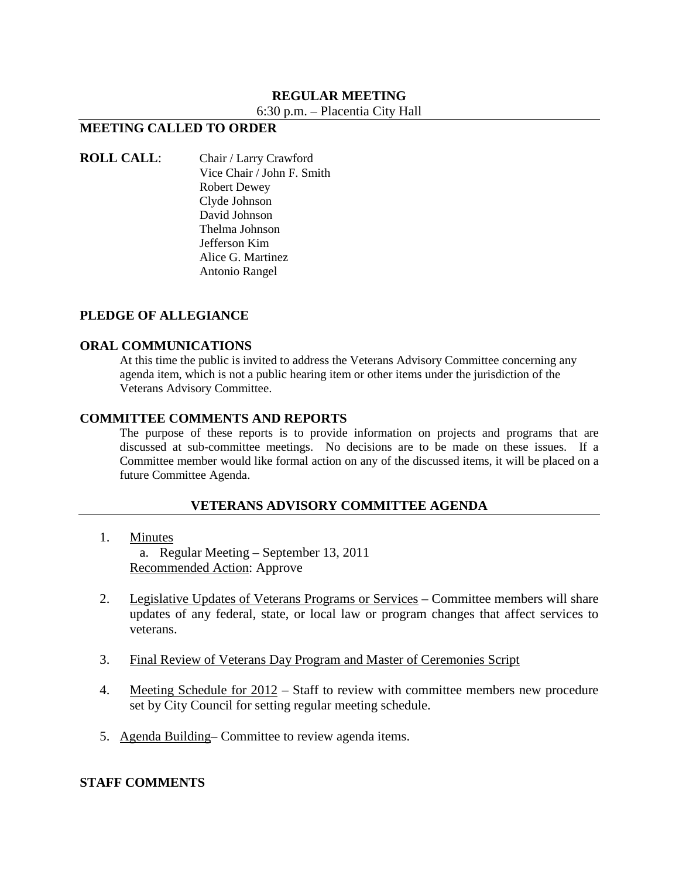**REGULAR MEETING**

6:30 p.m. – Placentia City Hall

## MEETING CALLED TO ORDER

**ROLL CALL**: Chair / Larry Crawford
Vice Chair / John F. Smith
Robert Dewey
Clyde Johnson
David Johnson
Thelma Johnson
Jefferson Kim
Alice G. Martinez
Antonio Rangel

## PLEDGE OF ALLEGIANCE

## ORAL COMMUNICATIONS

At this time the public is invited to address the Veterans Advisory Committee concerning any agenda item, which is not a public hearing item or other items under the jurisdiction of the Veterans Advisory Committee.

## COMMITTEE COMMENTS AND REPORTS

The purpose of these reports is to provide information on projects and programs that are discussed at sub-committee meetings. No decisions are to be made on these issues. If a Committee member would like formal action on any of the discussed items, it will be placed on a future Committee Agenda.

## VETERANS ADVISORY COMMITTEE AGENDA

1. Minutes
   a. Regular Meeting – September 13, 2011
   Recommended Action: Approve

2. Legislative Updates of Veterans Programs or Services – Committee members will share updates of any federal, state, or local law or program changes that affect services to veterans.

3. Final Review of Veterans Day Program and Master of Ceremonies Script

4. Meeting Schedule for 2012 – Staff to review with committee members new procedure set by City Council for setting regular meeting schedule.

5. Agenda Building– Committee to review agenda items.

## STAFF COMMENTS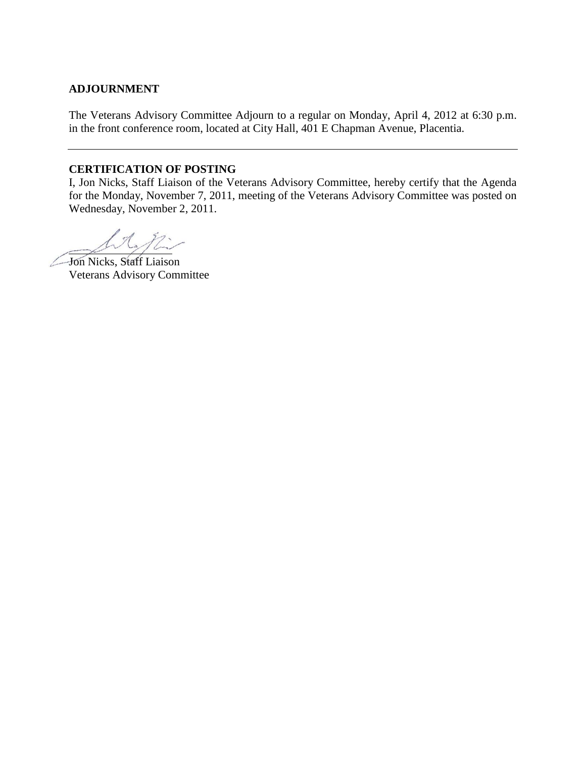**ADJOURNMENT**

The Veterans Advisory Committee Adjourn to a regular on Monday, April 4, 2012 at 6:30 p.m. in the front conference room, located at City Hall, 401 E Chapman Avenue, Placentia.

---

**CERTIFICATION OF POSTING**

I, Jon Nicks, Staff Liaison of the Veterans Advisory Committee, hereby certify that the Agenda for the Monday, November 7, 2011, meeting of the Veterans Advisory Committee was posted on Wednesday, November 2, 2011.

Jon Nicks, Staff Liaison
Veterans Advisory Committee